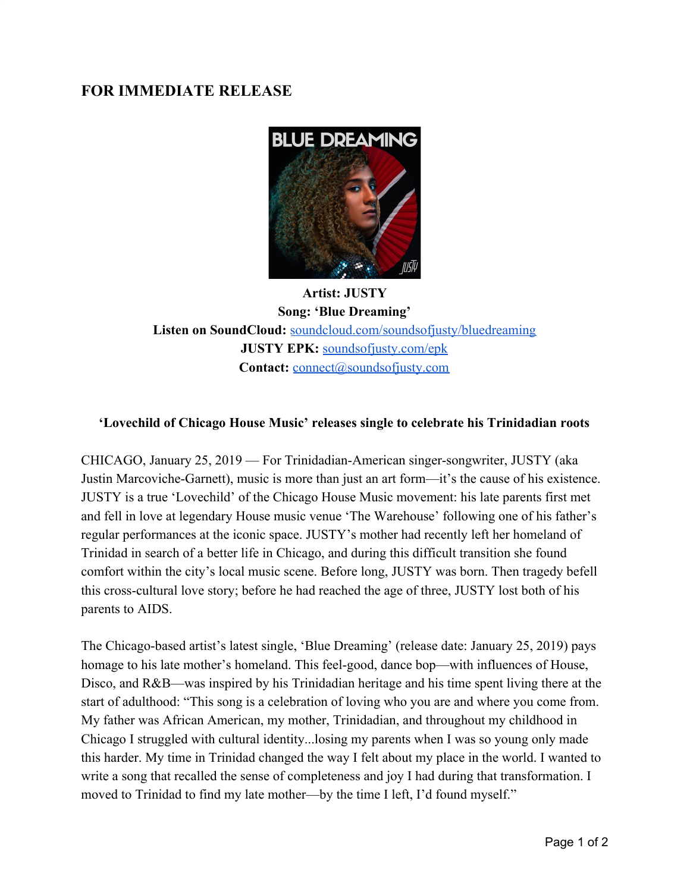## FOR IMMEDIATE RELEASE

**Artist: JUSTY**
**Song: 'Blue Dreaming'**
**Listen on SoundCloud:** [soundcloud.com/soundsofjusty/bluedreaming](https://soundcloud.com/soundsofjusty/bluedreaming)
**JUSTY EPK:** [soundsofjusty.com/epk](https://soundsofjusty.com/epk)
**Contact:** [connect@soundsofjusty.com](mailto:connect@soundsofjusty.com)

**'Lovechild of Chicago House Music' releases single to celebrate his Trinidadian roots**

CHICAGO, January 25, 2019 — For Trinidadian-American singer-songwriter, JUSTY (aka Justin Marcoviche-Garnett), music is more than just an art form—it's the cause of his existence. JUSTY is a true 'Lovechild' of the Chicago House Music movement: his late parents first met and fell in love at legendary House music venue 'The Warehouse' following one of his father's regular performances at the iconic space. JUSTY's mother had recently left her homeland of Trinidad in search of a better life in Chicago, and during this difficult transition she found comfort within the city's local music scene. Before long, JUSTY was born. Then tragedy befell this cross-cultural love story; before he had reached the age of three, JUSTY lost both of his parents to AIDS.

The Chicago-based artist's latest single, 'Blue Dreaming' (release date: January 25, 2019) pays homage to his late mother's homeland. This feel-good, dance bop—with influences of House, Disco, and R&B—was inspired by his Trinidadian heritage and his time spent living there at the start of adulthood: "This song is a celebration of loving who you are and where you come from. My father was African American, my mother, Trinidadian, and throughout my childhood in Chicago I struggled with cultural identity...losing my parents when I was so young only made this harder. My time in Trinidad changed the way I felt about my place in the world. I wanted to write a song that recalled the sense of completeness and joy I had during that transformation. I moved to Trinidad to find my late mother—by the time I left, I'd found myself."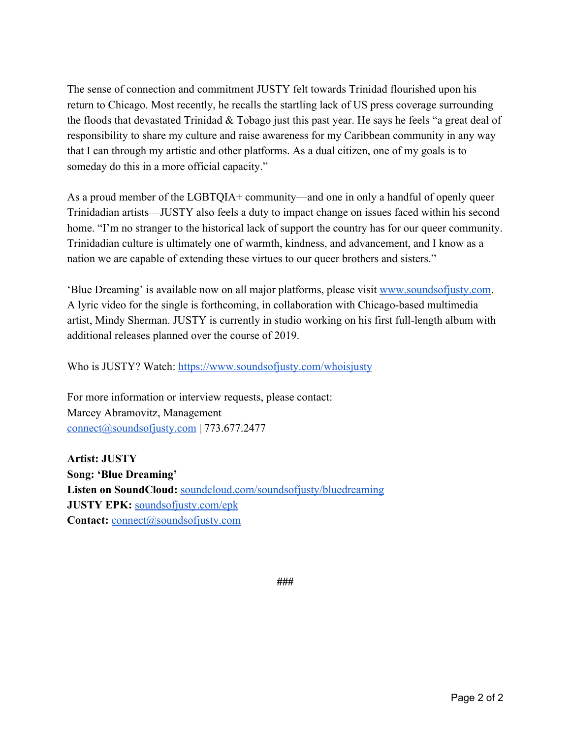The sense of connection and commitment JUSTY felt towards Trinidad flourished upon his return to Chicago. Most recently, he recalls the startling lack of US press coverage surrounding the floods that devastated Trinidad & Tobago just this past year. He says he feels "a great deal of responsibility to share my culture and raise awareness for my Caribbean community in any way that I can through my artistic and other platforms. As a dual citizen, one of my goals is to someday do this in a more official capacity."

As a proud member of the LGBTQIA+ community—and one in only a handful of openly queer Trinidadian artists—JUSTY also feels a duty to impact change on issues faced within his second home. "I'm no stranger to the historical lack of support the country has for our queer community. Trinidadian culture is ultimately one of warmth, kindness, and advancement, and I know as a nation we are capable of extending these virtues to our queer brothers and sisters."

'Blue Dreaming' is available now on all major platforms, please visit [www.soundsofjusty.com](http://www.soundsofjusty.com). A lyric video for the single is forthcoming, in collaboration with Chicago-based multimedia artist, Mindy Sherman. JUSTY is currently in studio working on his first full-length album with additional releases planned over the course of 2019.

Who is JUSTY? Watch: [https://www.soundsofjusty.com/whoisjusty](https://www.soundsofjusty.com/whoisjusty)

For more information or interview requests, please contact:
Marcey Abramovitz, Management
[connect@soundsofjusty.com](mailto:connect@soundsofjusty.com) | 773.677.2477

**Artist: JUSTY**
**Song: 'Blue Dreaming'**
**Listen on SoundCloud:** [soundcloud.com/soundsofjusty/bluedreaming](https://soundcloud.com/soundsofjusty/bluedreaming)
**JUSTY EPK:** [soundsofjusty.com/epk](https://soundsofjusty.com/epk)
**Contact:** [connect@soundsofjusty.com](mailto:connect@soundsofjusty.com)

###